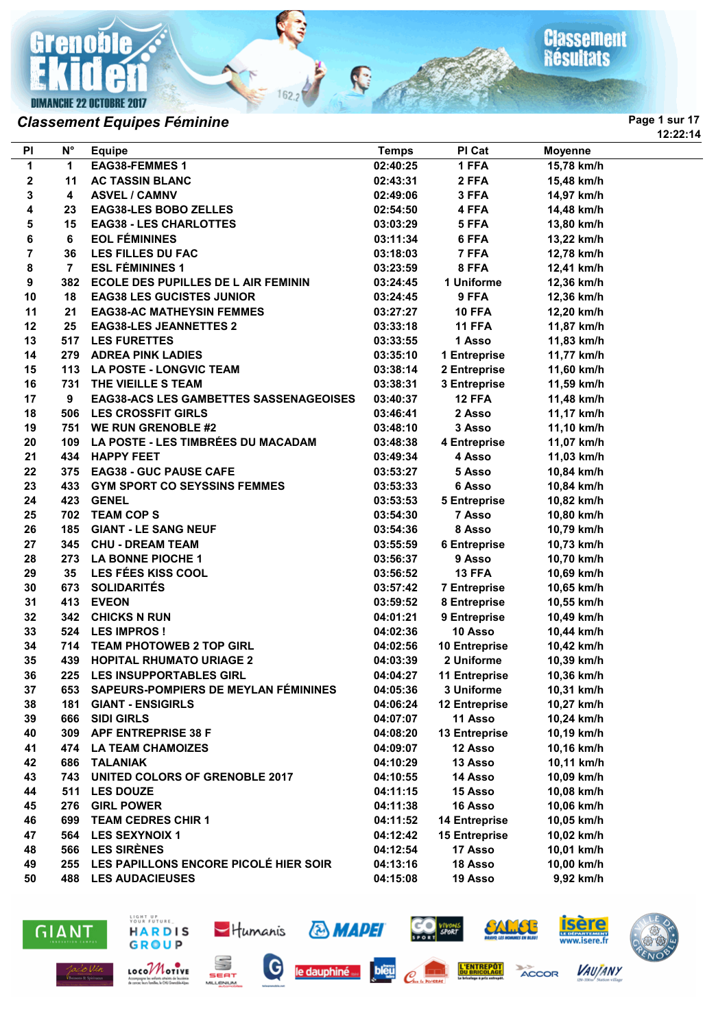# Grenoble Ekiden

DIMANCHE 22 OCTOBRE 2017

Classement Résultats

## Classement Equipes Féminine

12:22:14

| Pl | N° | Equipe | Temps | Pl Cat | Moyenne |
|---|---|---|---|---|---|
| 1 | 1 | EAG38-FEMMES 1 | 02:40:25 | 1 FFA | 15,78 km/h |
| 2 | 11 | AC TASSIN BLANC | 02:43:31 | 2 FFA | 15,48 km/h |
| 3 | 4 | ASVEL / CAMNV | 02:49:06 | 3 FFA | 14,97 km/h |
| 4 | 23 | EAG38-LES BOBO ZELLES | 02:54:50 | 4 FFA | 14,48 km/h |
| 5 | 15 | EAG38 - LES CHARLOTTES | 03:03:29 | 5 FFA | 13,80 km/h |
| 6 | 6 | EOL FÉMININES | 03:11:34 | 6 FFA | 13,22 km/h |
| 7 | 36 | LES FILLES DU FAC | 03:18:03 | 7 FFA | 12,78 km/h |
| 8 | 7 | ESL FÉMININES 1 | 03:23:59 | 8 FFA | 12,41 km/h |
| 9 | 382 | ECOLE DES PUPILLES DE L AIR FEMININ | 03:24:45 | 1 Uniforme | 12,36 km/h |
| 10 | 18 | EAG38 LES GUCISTES JUNIOR | 03:24:45 | 9 FFA | 12,36 km/h |
| 11 | 21 | EAG38-AC MATHEYSIN FEMMES | 03:27:27 | 10 FFA | 12,20 km/h |
| 12 | 25 | EAG38-LES JEANNETTES 2 | 03:33:18 | 11 FFA | 11,87 km/h |
| 13 | 517 | LES FURETTES | 03:33:55 | 1 Asso | 11,83 km/h |
| 14 | 279 | ADREA PINK LADIES | 03:35:10 | 1 Entreprise | 11,77 km/h |
| 15 | 113 | LA POSTE - LONGVIC TEAM | 03:38:14 | 2 Entreprise | 11,60 km/h |
| 16 | 731 | THE VIEILLE S TEAM | 03:38:31 | 3 Entreprise | 11,59 km/h |
| 17 | 9 | EAG38-ACS LES GAMBETTES SASSENAGEOISES | 03:40:37 | 12 FFA | 11,48 km/h |
| 18 | 506 | LES CROSSFIT GIRLS | 03:46:41 | 2 Asso | 11,17 km/h |
| 19 | 751 | WE RUN GRENOBLE #2 | 03:48:10 | 3 Asso | 11,10 km/h |
| 20 | 109 | LA POSTE - LES TIMBRÉES DU MACADAM | 03:48:38 | 4 Entreprise | 11,07 km/h |
| 21 | 434 | HAPPY FEET | 03:49:34 | 4 Asso | 11,03 km/h |
| 22 | 375 | EAG38 - GUC PAUSE CAFE | 03:53:27 | 5 Asso | 10,84 km/h |
| 23 | 433 | GYM SPORT CO SEYSSINS FEMMES | 03:53:33 | 6 Asso | 10,84 km/h |
| 24 | 423 | GENEL | 03:53:53 | 5 Entreprise | 10,82 km/h |
| 25 | 702 | TEAM COP S | 03:54:30 | 7 Asso | 10,80 km/h |
| 26 | 185 | GIANT - LE SANG NEUF | 03:54:36 | 8 Asso | 10,79 km/h |
| 27 | 345 | CHU - DREAM TEAM | 03:55:59 | 6 Entreprise | 10,73 km/h |
| 28 | 273 | LA BONNE PIOCHE 1 | 03:56:37 | 9 Asso | 10,70 km/h |
| 29 | 35 | LES FÉES KISS COOL | 03:56:52 | 13 FFA | 10,69 km/h |
| 30 | 673 | SOLIDARITÉS | 03:57:42 | 7 Entreprise | 10,65 km/h |
| 31 | 413 | EVEON | 03:59:52 | 8 Entreprise | 10,55 km/h |
| 32 | 342 | CHICKS N RUN | 04:01:21 | 9 Entreprise | 10,49 km/h |
| 33 | 524 | LES IMPROS ! | 04:02:36 | 10 Asso | 10,44 km/h |
| 34 | 714 | TEAM PHOTOWEB 2 TOP GIRL | 04:02:56 | 10 Entreprise | 10,42 km/h |
| 35 | 439 | HOPITAL RHUMATO URIAGE 2 | 04:03:39 | 2 Uniforme | 10,39 km/h |
| 36 | 225 | LES INSUPPORTABLES GIRL | 04:04:27 | 11 Entreprise | 10,36 km/h |
| 37 | 653 | SAPEURS-POMPIERS DE MEYLAN FÉMININES | 04:05:36 | 3 Uniforme | 10,31 km/h |
| 38 | 181 | GIANT - ENSIGIRLS | 04:06:24 | 12 Entreprise | 10,27 km/h |
| 39 | 666 | SIDI GIRLS | 04:07:07 | 11 Asso | 10,24 km/h |
| 40 | 309 | APF ENTREPRISE 38 F | 04:08:20 | 13 Entreprise | 10,19 km/h |
| 41 | 474 | LA TEAM CHAMOIZES | 04:09:07 | 12 Asso | 10,16 km/h |
| 42 | 686 | TALANIAK | 04:10:29 | 13 Asso | 10,11 km/h |
| 43 | 743 | UNITED COLORS OF GRENOBLE 2017 | 04:10:55 | 14 Asso | 10,09 km/h |
| 44 | 511 | LES DOUZE | 04:11:15 | 15 Asso | 10,08 km/h |
| 45 | 276 | GIRL POWER | 04:11:38 | 16 Asso | 10,06 km/h |
| 46 | 699 | TEAM CEDRES CHIR 1 | 04:11:52 | 14 Entreprise | 10,05 km/h |
| 47 | 564 | LES SEXYNOIX 1 | 04:12:42 | 15 Entreprise | 10,02 km/h |
| 48 | 566 | LES SIRÈNES | 04:12:54 | 17 Asso | 10,01 km/h |
| 49 | 255 | LES PAPILLONS ENCORE PICOLÉ HIER SOIR | 04:13:16 | 18 Asso | 10,00 km/h |
| 50 | 488 | LES AUDACIEUSES | 04:15:08 | 19 Asso | 9,92 km/h |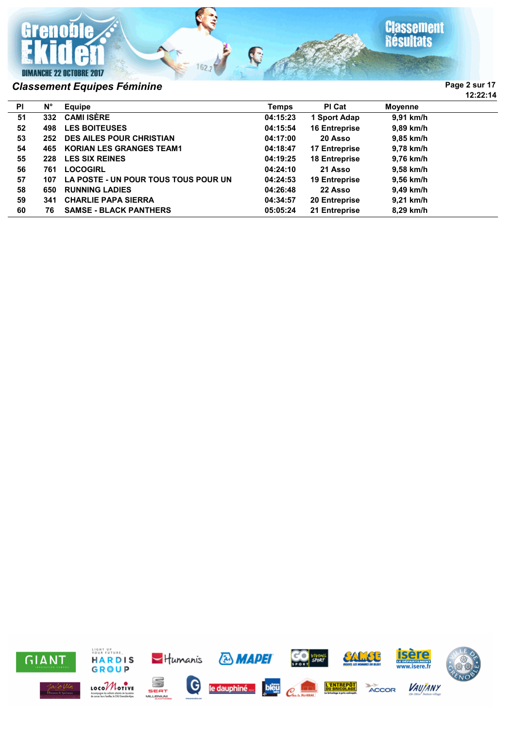## Classement Equipes Féminine

| Pl | N° | Equipe | Temps | Pl Cat | Moyenne |
|---|---|---|---|---|---|
| 51 | 332 | CAMI ISÈRE | 04:15:23 | 1 Sport Adap | 9,91 km/h |
| 52 | 498 | LES BOITEUSES | 04:15:54 | 16 Entreprise | 9,89 km/h |
| 53 | 252 | DES AILES POUR CHRISTIAN | 04:17:00 | 20 Asso | 9,85 km/h |
| 54 | 465 | KORIAN LES GRANGES TEAM1 | 04:18:47 | 17 Entreprise | 9,78 km/h |
| 55 | 228 | LES SIX REINES | 04:19:25 | 18 Entreprise | 9,76 km/h |
| 56 | 761 | LOCOGIRL | 04:24:10 | 21 Asso | 9,58 km/h |
| 57 | 107 | LA POSTE - UN POUR TOUS TOUS POUR UN | 04:24:53 | 19 Entreprise | 9,56 km/h |
| 58 | 650 | RUNNING LADIES | 04:26:48 | 22 Asso | 9,49 km/h |
| 59 | 341 | CHARLIE PAPA SIERRA | 04:34:57 | 20 Entreprise | 9,21 km/h |
| 60 | 76 | SAMSE - BLACK PANTHERS | 05:05:24 | 21 Entreprise | 8,29 km/h |